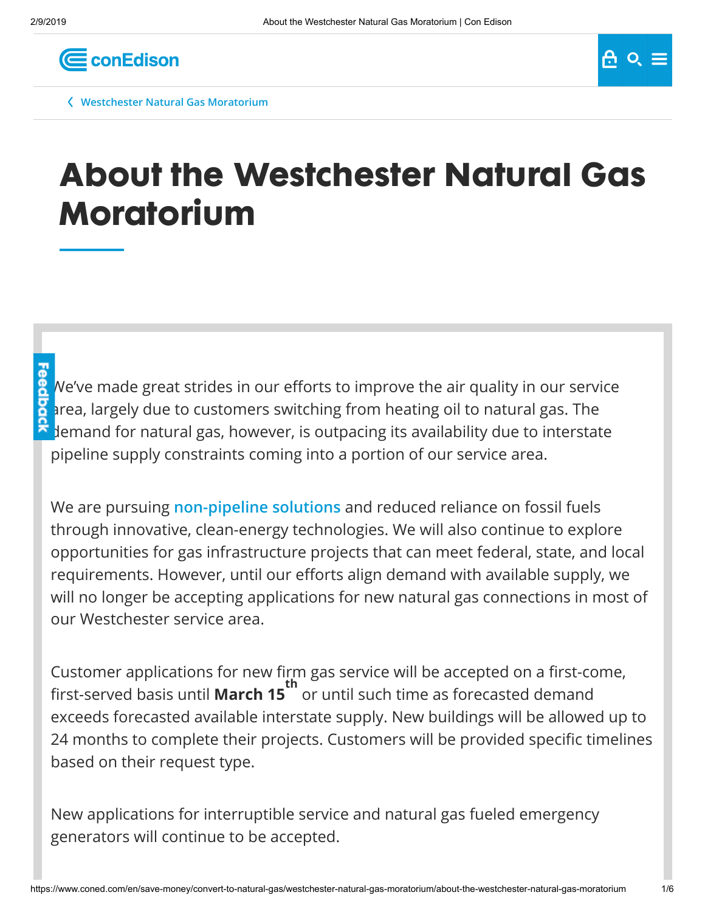Westchester Natural Gas Moratorium

# About the Westchester Natural Gas Moratorium

We've made great strides in our efforts to improve the air quality in our service area, largely due to customers switching from heating oil to natural gas. The demand for natural gas, however, is outpacing its availability due to interstate pipeline supply constraints coming into a portion of our service area.

We are pursuing non-pipeline solutions and reduced reliance on fossil fuels through innovative, clean-energy technologies. We will also continue to explore opportunities for gas infrastructure projects that can meet federal, state, and local requirements. However, until our efforts align demand with available supply, we will no longer be accepting applications for new natural gas connections in most of our Westchester service area.

Customer applications for new firm gas service will be accepted on a first-come, first-served basis until **March 15th** or until such time as forecasted demand exceeds forecasted available interstate supply. New buildings will be allowed up to 24 months to complete their projects. Customers will be provided specific timelines based on their request type.

New applications for interruptible service and natural gas fueled emergency generators will continue to be accepted.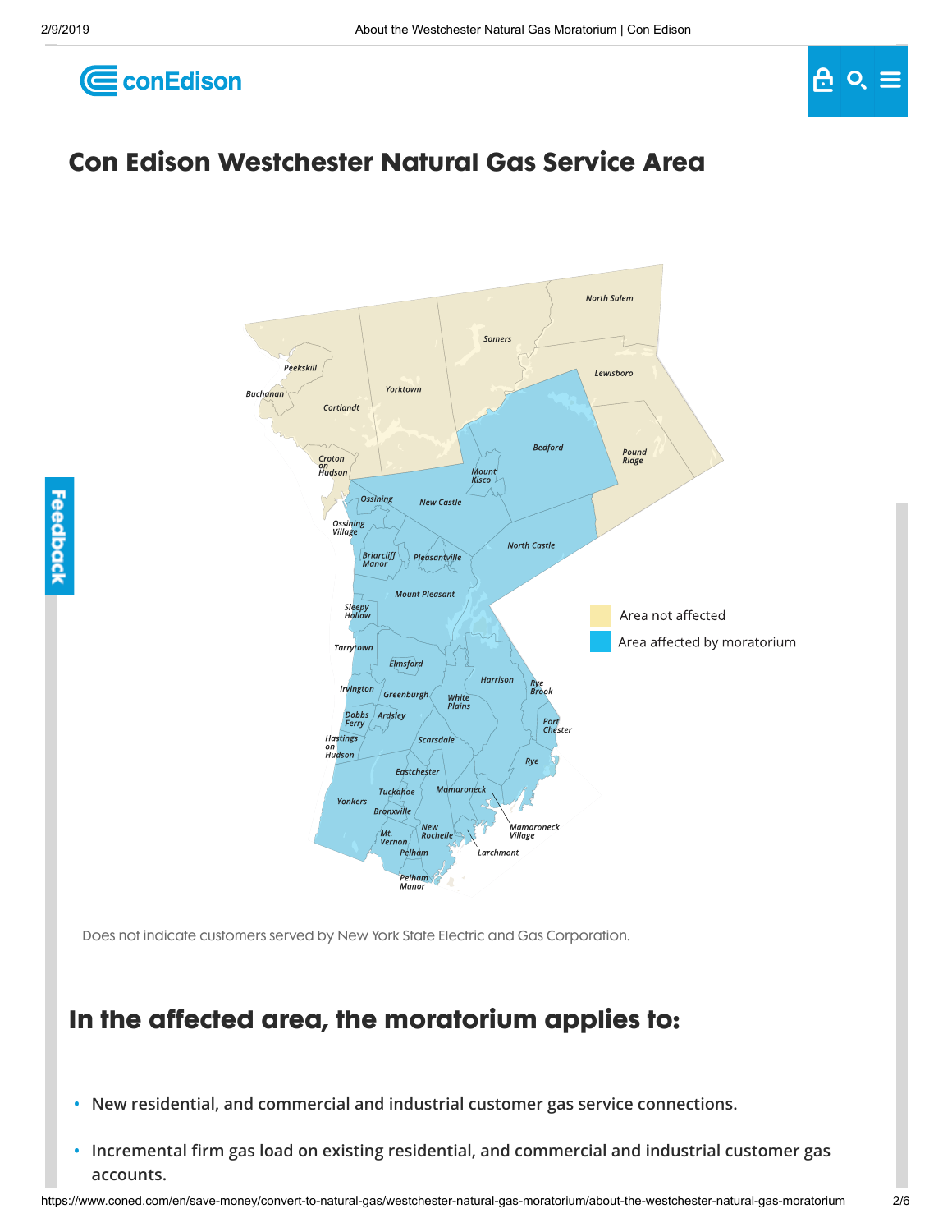# Con Edison Westchester Natural Gas Service Area

Area not affected

Area affected by moratorium

Does not indicate customers served by New York State Electric and Gas Corporation.

## In the affected area, the moratorium applies to:

- New residential, and commercial and industrial customer gas service connections.
- Incremental firm gas load on existing residential, and commercial and industrial customer gas accounts.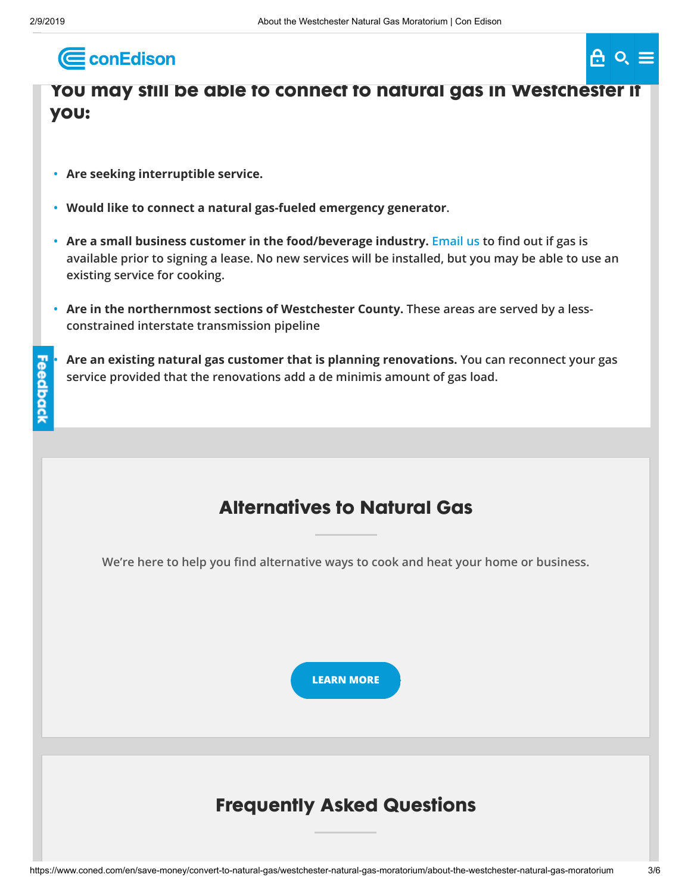## You may still be able to connect to natural gas in Westchester if you:

- **Are seeking interruptible service.**
- **Would like to connect a natural gas-fueled emergency generator**.
- **Are a small business customer in the food/beverage industry.** Email us to find out if gas is available prior to signing a lease. No new services will be installed, but you may be able to use an existing service for cooking.
- **Are in the northernmost sections of Westchester County.** These areas are served by a less-constrained interstate transmission pipeline
- **Are an existing natural gas customer that is planning renovations.** You can reconnect your gas service provided that the renovations add a de minimis amount of gas load.

## Alternatives to Natural Gas

We're here to help you find alternative ways to cook and heat your home or business.

LEARN MORE

## Frequently Asked Questions